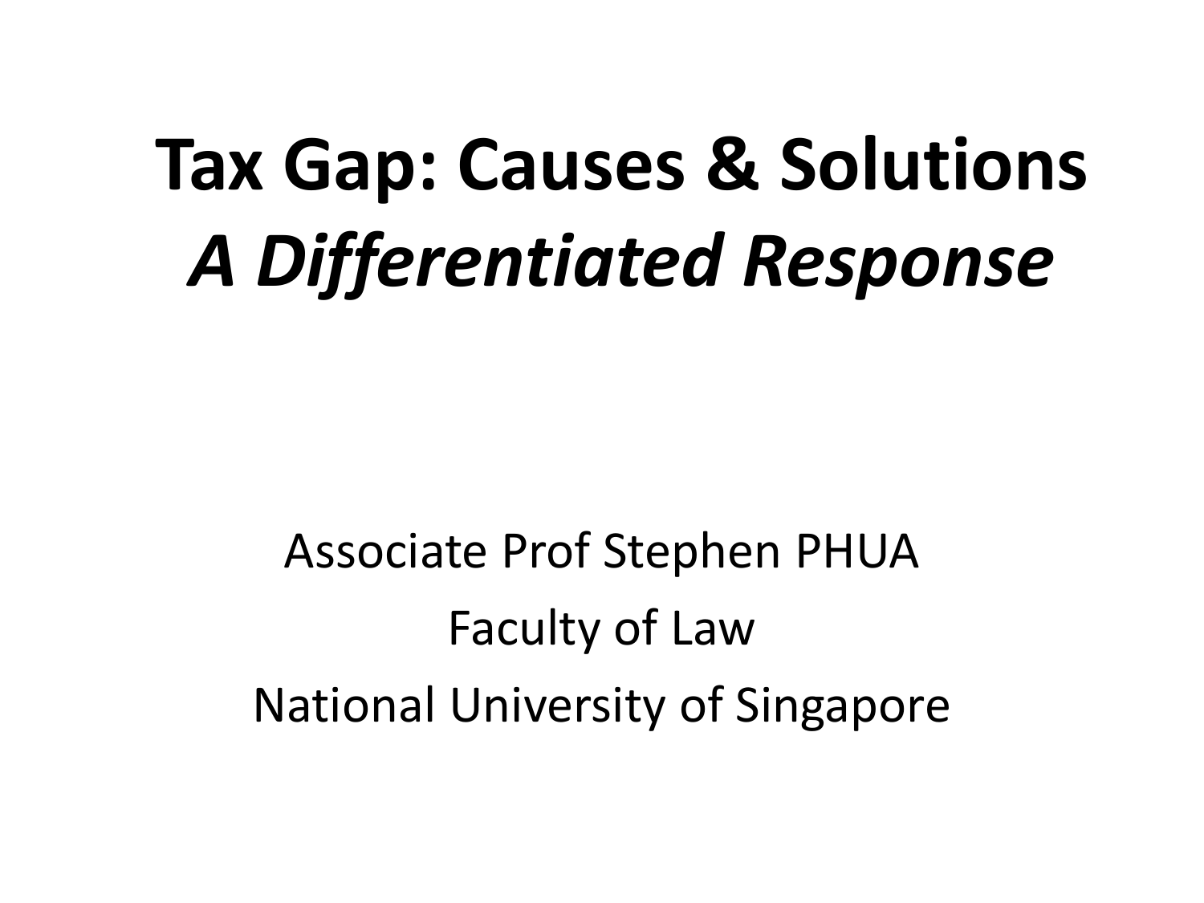# Tax Gap: Causes & Solutions
## *A Differentiated Response*

Associate Prof Stephen PHUA

Faculty of Law

National University of Singapore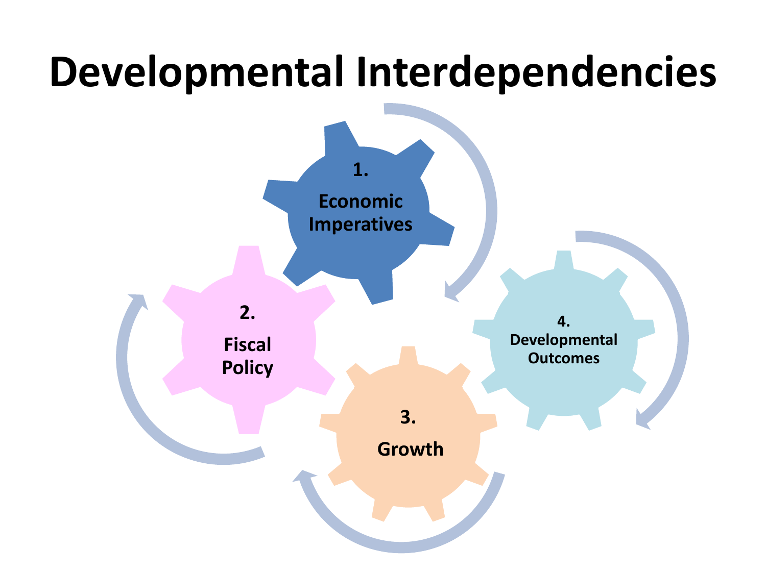# Developmental Interdependencies

1. Economic Imperatives

2. Fiscal Policy

3. Growth

4. Developmental Outcomes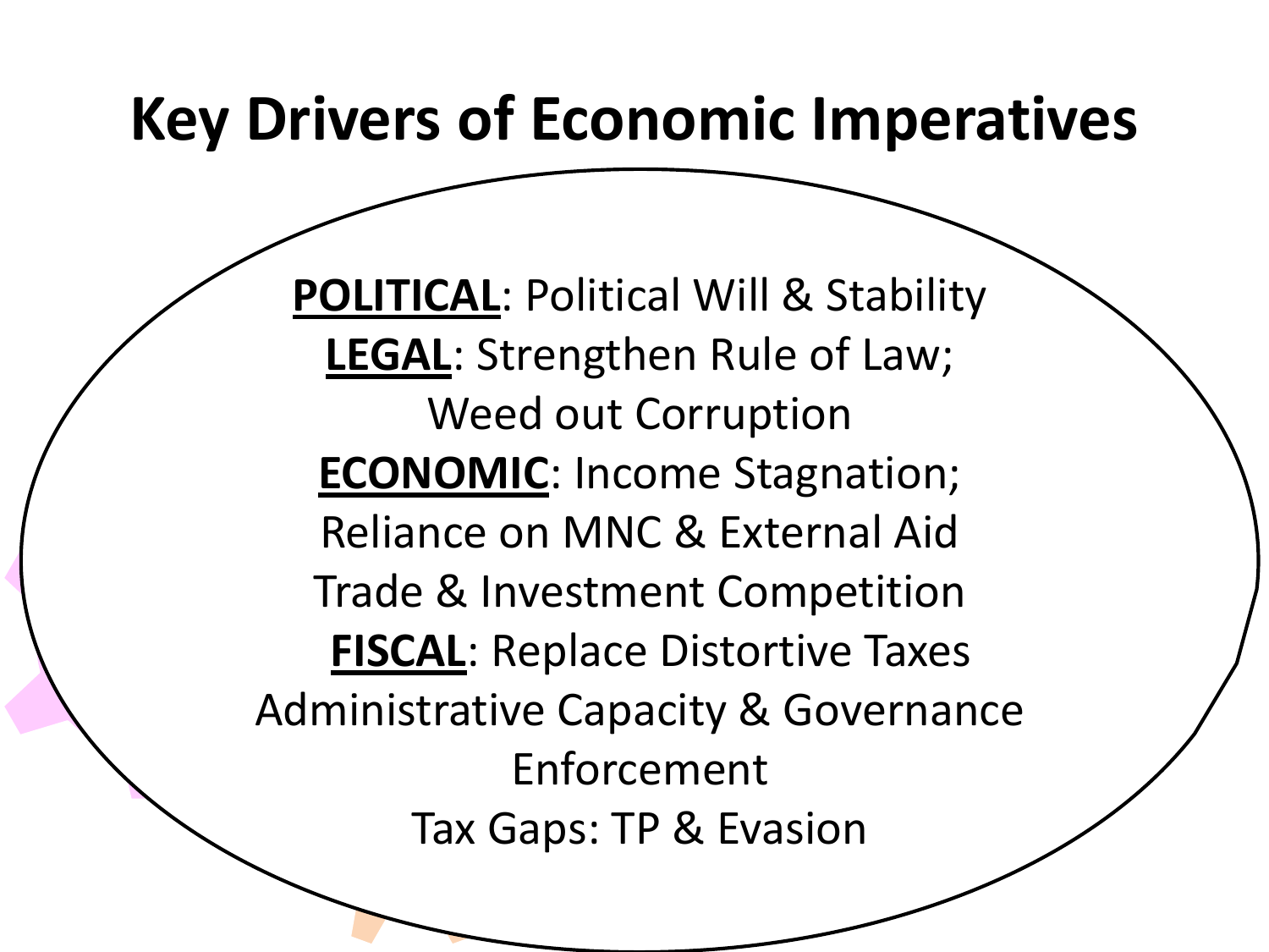# Key Drivers of Economic Imperatives

**POLITICAL**: Political Will & Stability

**LEGAL**: Strengthen Rule of Law; Weed out Corruption

**ECONOMIC**: Income Stagnation; Reliance on MNC & External Aid Trade & Investment Competition

**FISCAL**: Replace Distortive Taxes Administrative Capacity & Governance Enforcement Tax Gaps: TP & Evasion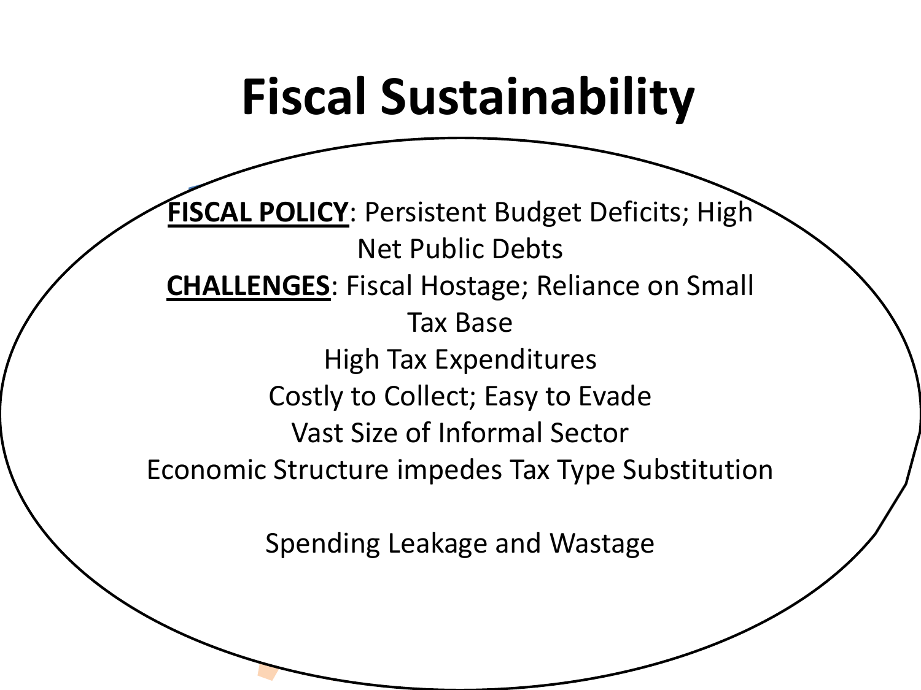# Fiscal Sustainability

**FISCAL POLICY**: Persistent Budget Deficits; High Net Public Debts

**CHALLENGES**: Fiscal Hostage; Reliance on Small Tax Base

High Tax Expenditures

Costly to Collect; Easy to Evade

Vast Size of Informal Sector

Economic Structure impedes Tax Type Substitution

Spending Leakage and Wastage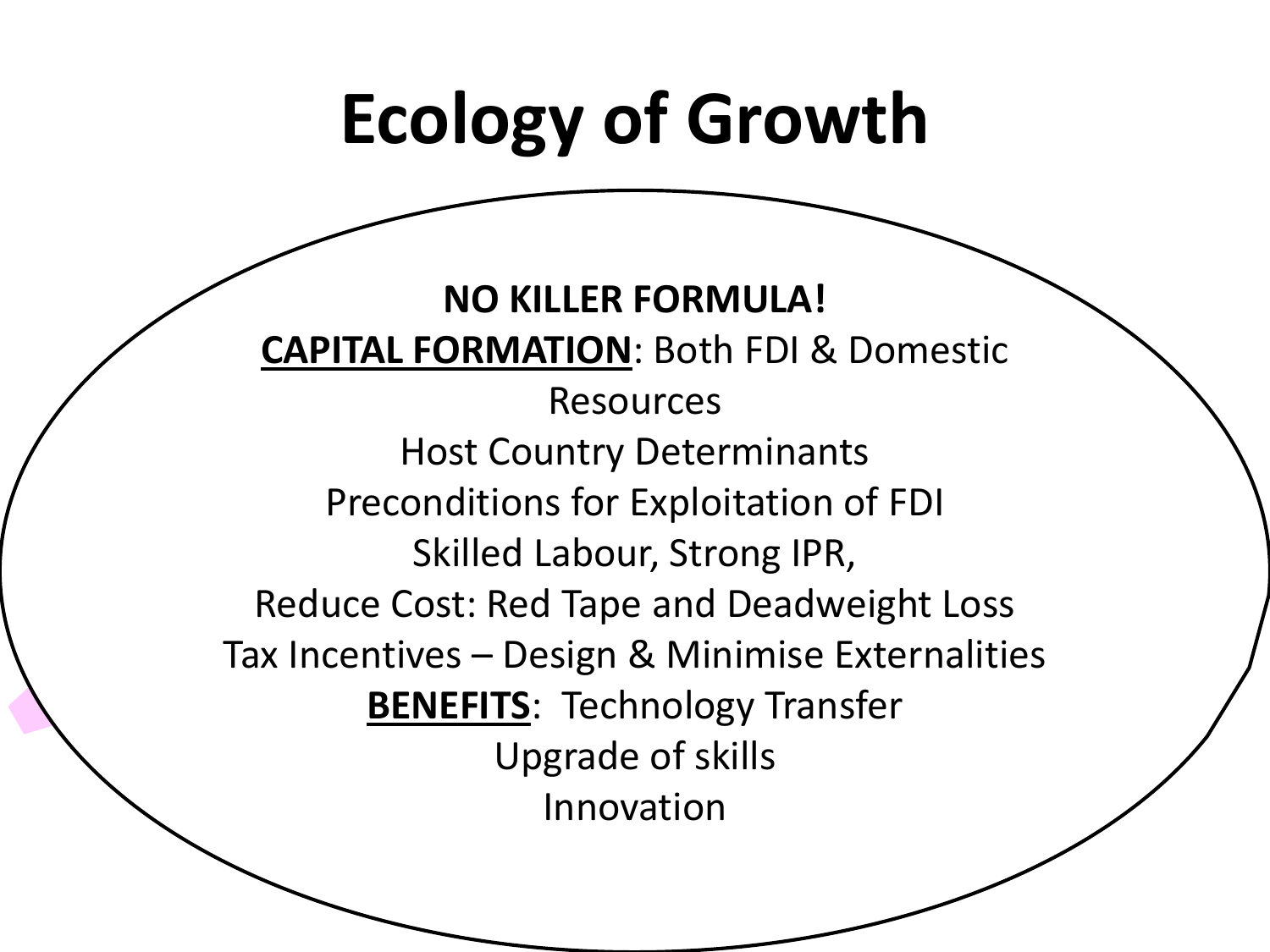# Ecology of Growth

**NO KILLER FORMULA!**

**CAPITAL FORMATION**: Both FDI & Domestic Resources

Host Country Determinants

Preconditions for Exploitation of FDI

Skilled Labour, Strong IPR,

Reduce Cost: Red Tape and Deadweight Loss

Tax Incentives – Design & Minimise Externalities

**BENEFITS**: Technology Transfer

Upgrade of skills

Innovation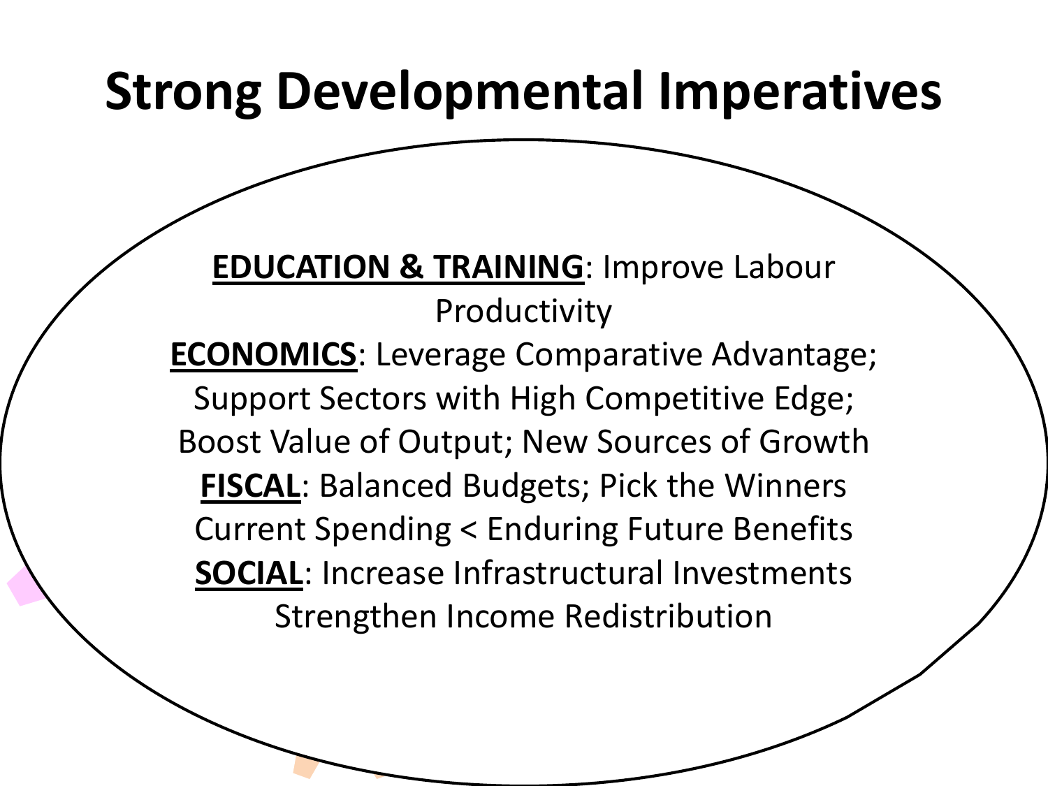# Strong Developmental Imperatives

**<u>EDUCATION & TRAINING</u>**: Improve Labour Productivity

**<u>ECONOMICS</u>**: Leverage Comparative Advantage; Support Sectors with High Competitive Edge; Boost Value of Output; New Sources of Growth

**<u>FISCAL</u>**: Balanced Budgets; Pick the Winners
Current Spending < Enduring Future Benefits

**<u>SOCIAL</u>**: Increase Infrastructural Investments
Strengthen Income Redistribution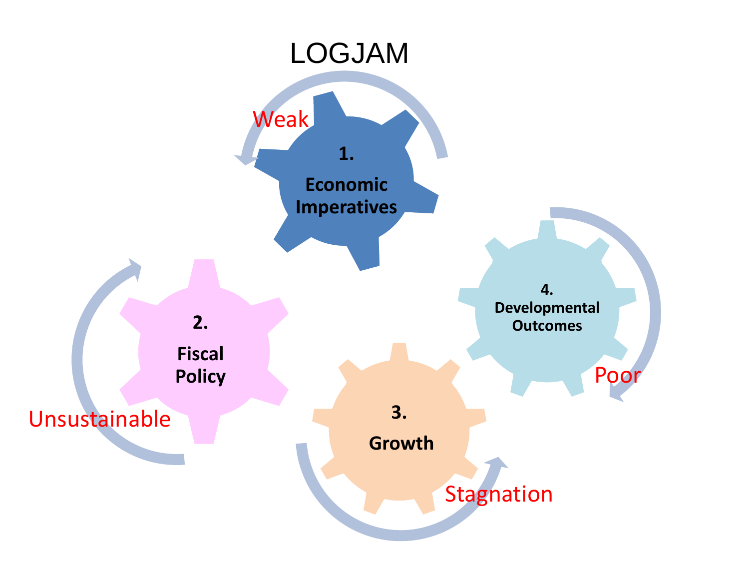# LOGJAM

**1. Economic Imperatives** — Weak

**2. Fiscal Policy** — Unsustainable

**3. Growth** — Stagnation

**4. Developmental Outcomes** — Poor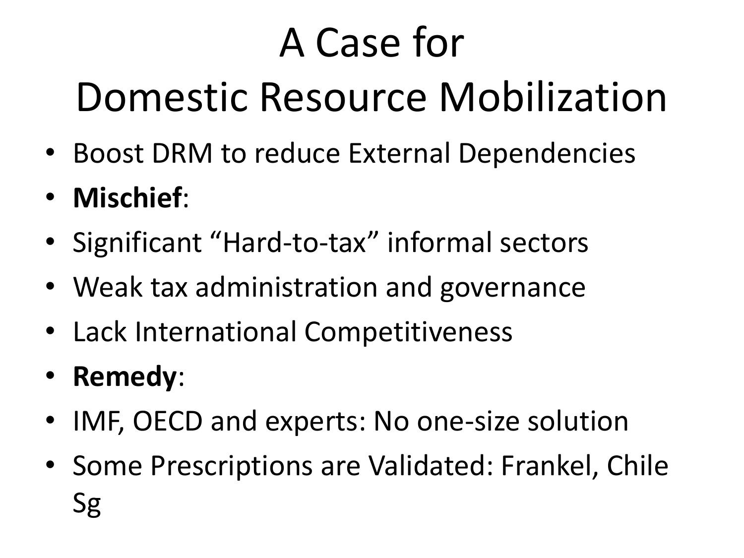# A Case for Domestic Resource Mobilization

- Boost DRM to reduce External Dependencies
- **Mischief**:
- Significant "Hard-to-tax" informal sectors
- Weak tax administration and governance
- Lack International Competitiveness
- **Remedy**:
- IMF, OECD and experts: No one-size solution
- Some Prescriptions are Validated: Frankel, Chile Sg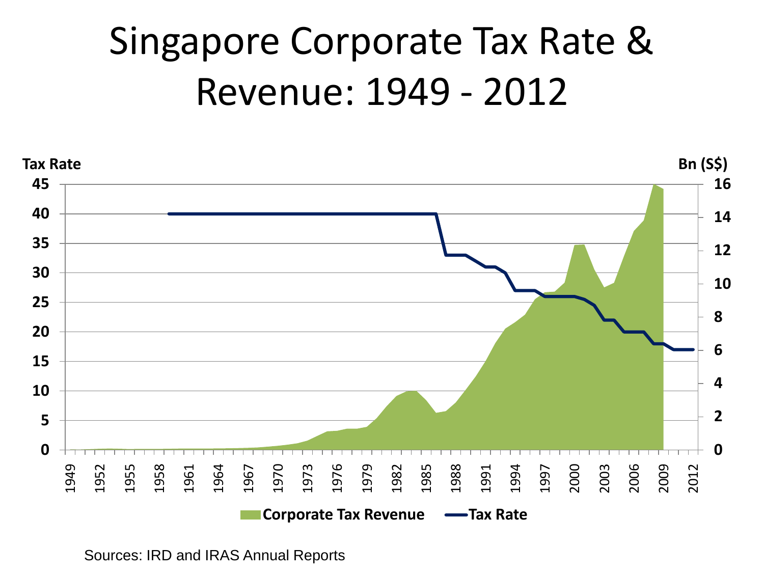# Singapore Corporate Tax Rate & Revenue: 1949 - 2012

Tax Rate

Bn (S$)

Corporate Tax Revenue — Tax Rate

Sources: IRD and IRAS Annual Reports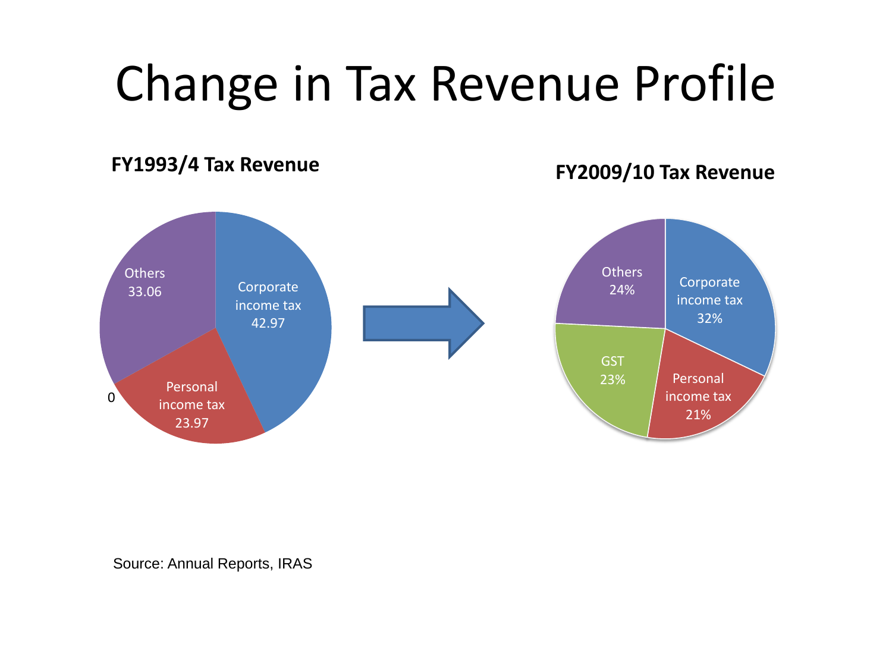# Change in Tax Revenue Profile

**FY1993/4 Tax Revenue**

| Category | Value |
|---|---|
| Corporate income tax | 42.97 |
| Personal income tax | 23.97 |
| Others | 33.06 |
| | 0 |

**FY2009/10 Tax Revenue**

| Category | Value |
|---|---|
| Corporate income tax | 32% |
| Personal income tax | 21% |
| GST | 23% |
| Others | 24% |

Source: Annual Reports, IRAS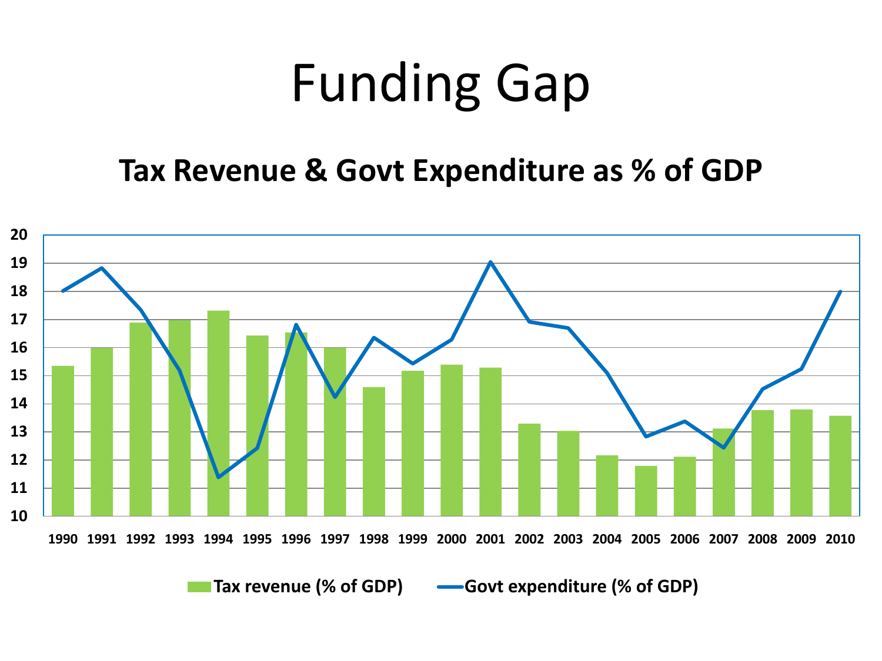# Funding Gap

## Tax Revenue & Govt Expenditure as % of GDP

Tax revenue (% of GDP) — Govt expenditure (% of GDP)

1990 1991 1992 1993 1994 1995 1996 1997 1998 1999 2000 2001 2002 2003 2004 2005 2006 2007 2008 2009 2010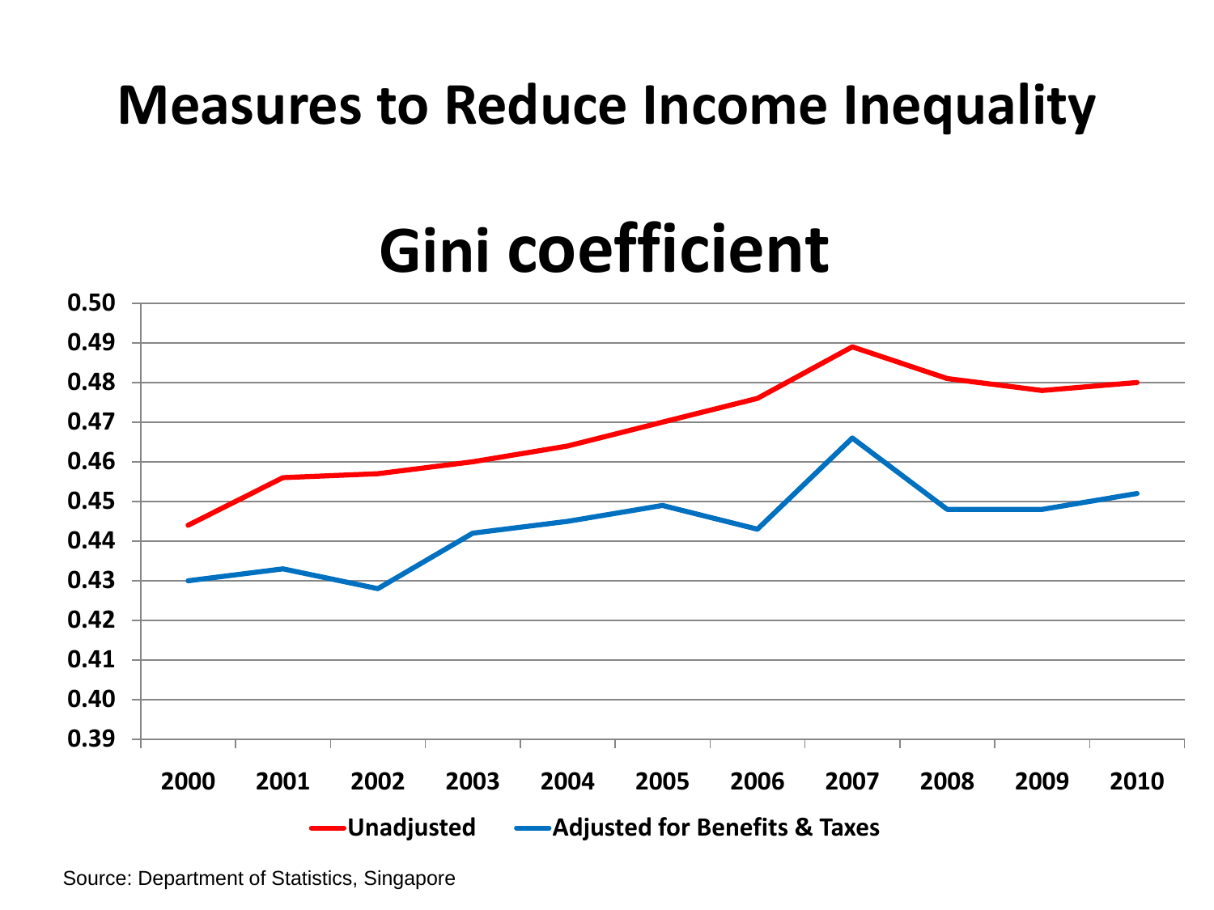# Measures to Reduce Income Inequality

## Gini coefficient

| Year | Unadjusted | Adjusted for Benefits & Taxes |
|---|---|---|
| 2000 | 0.444 | 0.430 |
| 2001 | 0.456 | 0.433 |
| 2002 | 0.457 | 0.428 |
| 2003 | 0.460 | 0.442 |
| 2004 | 0.464 | 0.445 |
| 2005 | 0.470 | 0.449 |
| 2006 | 0.476 | 0.443 |
| 2007 | 0.489 | 0.466 |
| 2008 | 0.481 | 0.448 |
| 2009 | 0.478 | 0.448 |
| 2010 | 0.480 | 0.452 |

Source: Department of Statistics, Singapore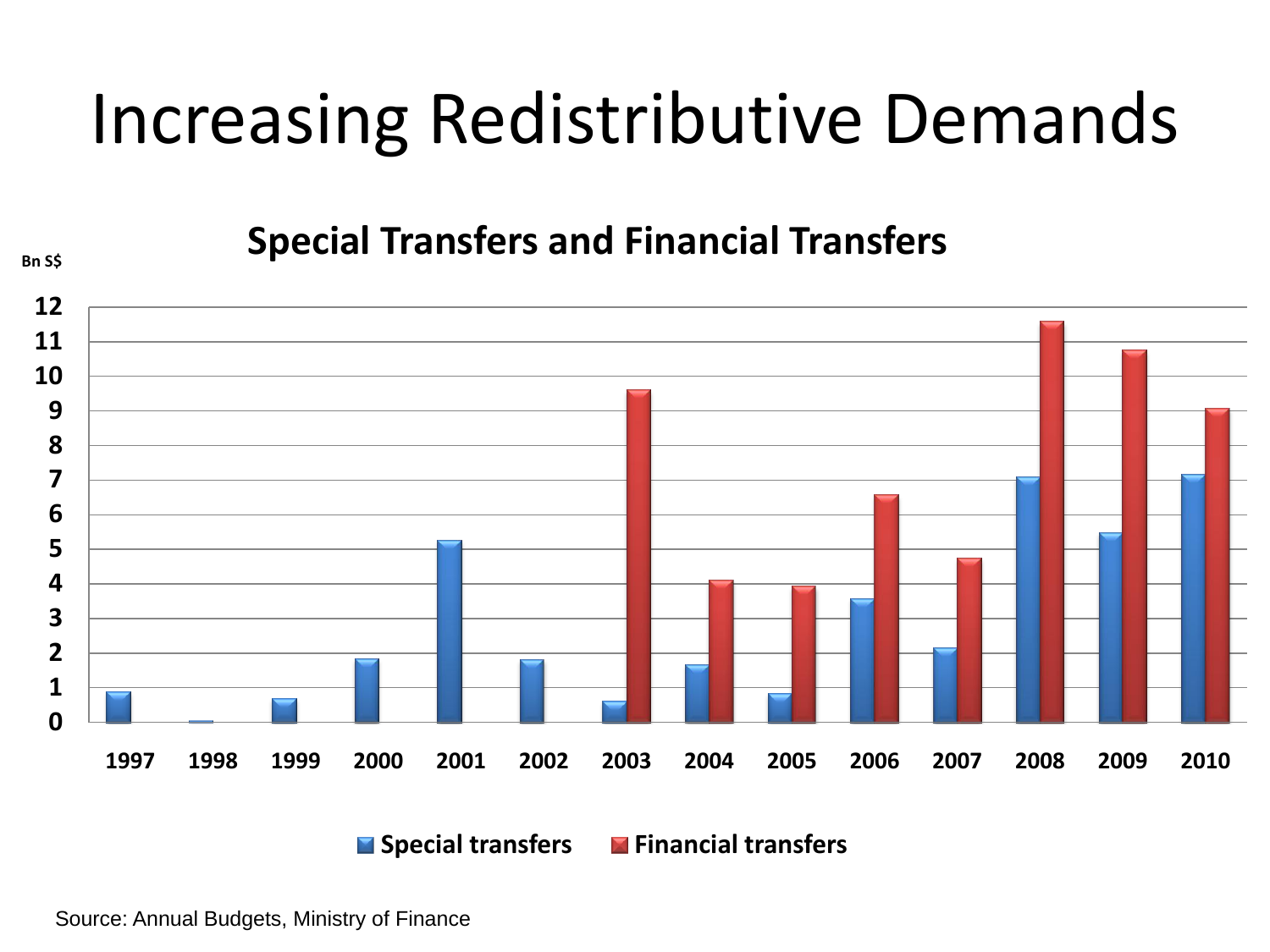# Increasing Redistributive Demands

**Special Transfers and Financial Transfers**

Bn S$

| Year | Special transfers | Financial transfers |
|---|---|---|
| 1997 | 0.9 | |
| 1998 | 0.05 | |
| 1999 | 0.7 | |
| 2000 | 1.85 | |
| 2001 | 5.25 | |
| 2002 | 1.8 | |
| 2003 | 0.6 | 9.6 |
| 2004 | 1.65 | 4.1 |
| 2005 | 0.85 | 3.95 |
| 2006 | 3.55 | 6.6 |
| 2007 | 2.15 | 4.75 |
| 2008 | 7.1 | 11.6 |
| 2009 | 5.5 | 10.75 |
| 2010 | 7.15 | 9.05 |

Source: Annual Budgets, Ministry of Finance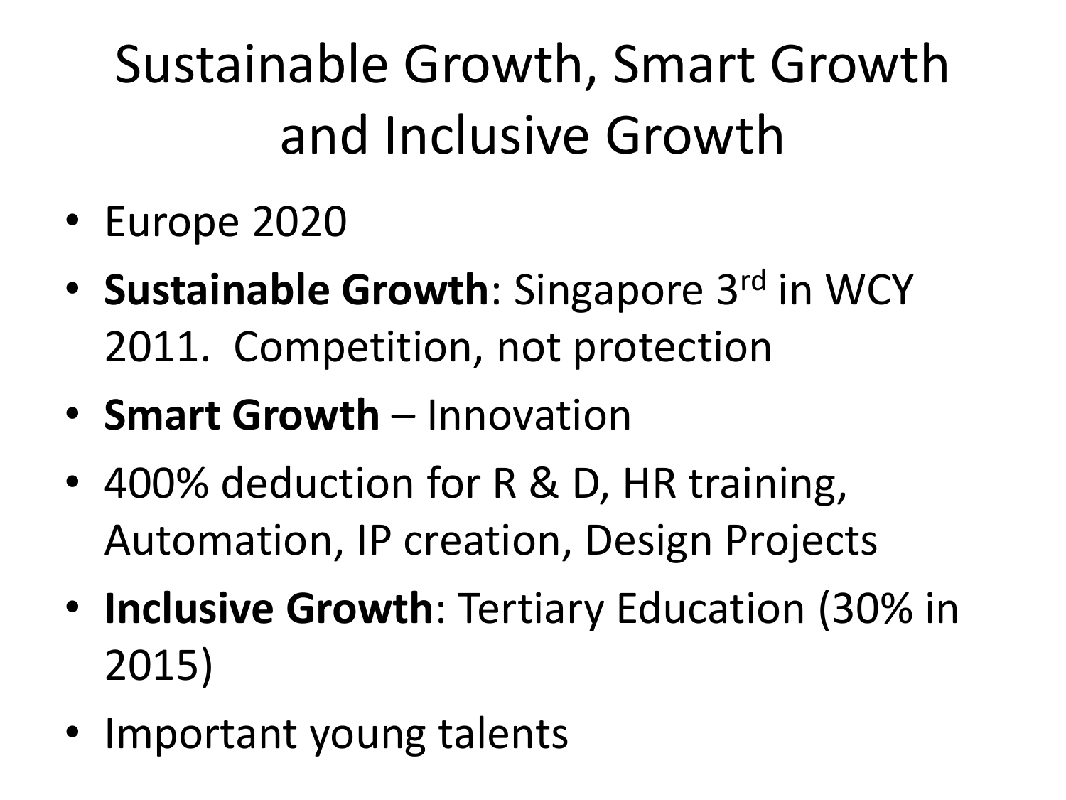# Sustainable Growth, Smart Growth and Inclusive Growth

- Europe 2020
- **Sustainable Growth**: Singapore 3rd in WCY 2011. Competition, not protection
- **Smart Growth** – Innovation
- 400% deduction for R & D, HR training, Automation, IP creation, Design Projects
- **Inclusive Growth**: Tertiary Education (30% in 2015)
- Important young talents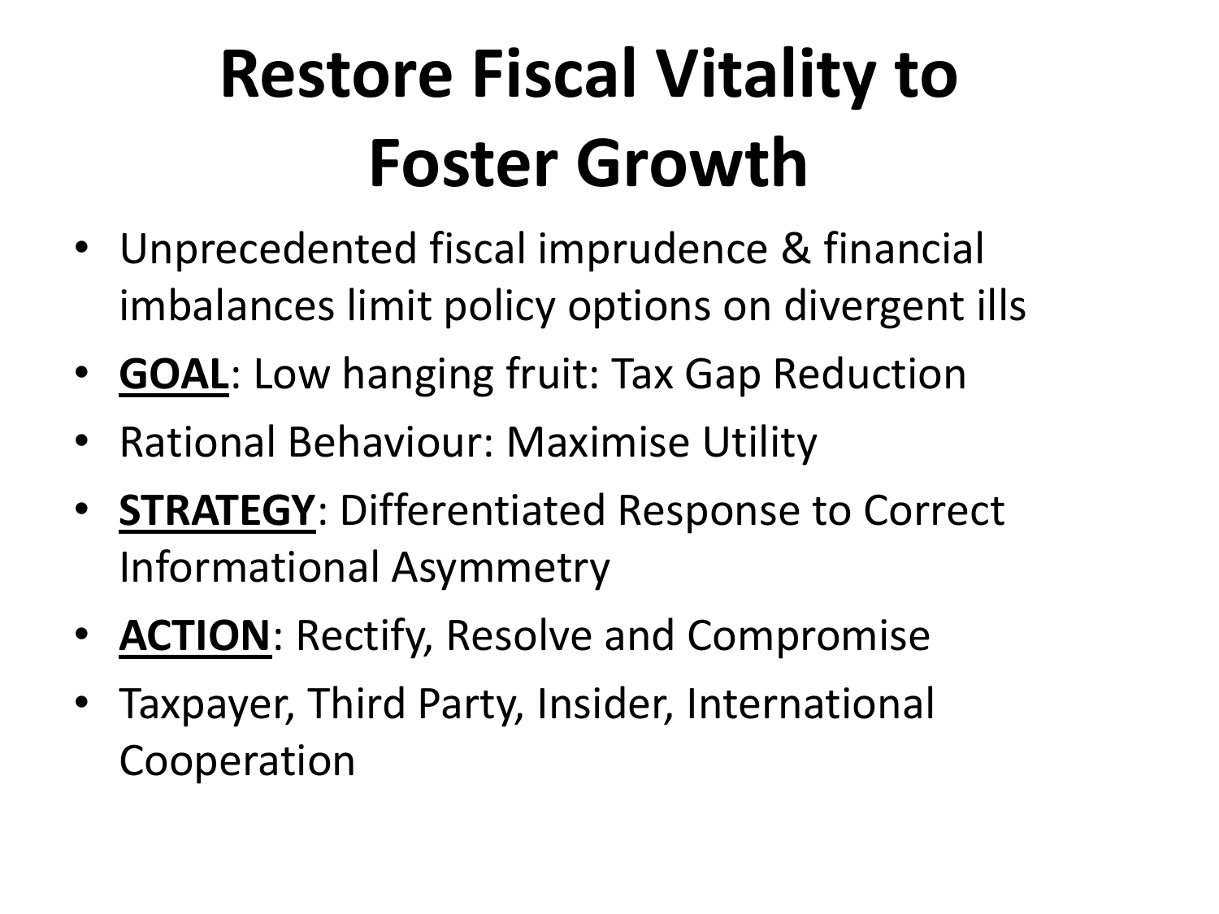# Restore Fiscal Vitality to Foster Growth

- Unprecedented fiscal imprudence & financial imbalances limit policy options on divergent ills
- **GOAL**: Low hanging fruit: Tax Gap Reduction
- Rational Behaviour: Maximise Utility
- **STRATEGY**: Differentiated Response to Correct Informational Asymmetry
- **ACTION**: Rectify, Resolve and Compromise
- Taxpayer, Third Party, Insider, International Cooperation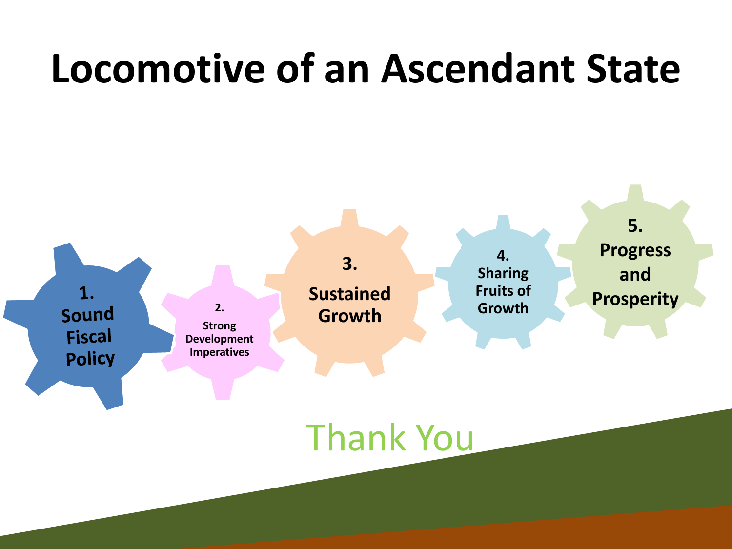# Locomotive of an Ascendant State

1. Sound Fiscal Policy

2. Strong Development Imperatives

3. Sustained Growth

4. Sharing Fruits of Growth

5. Progress and Prosperity

Thank You